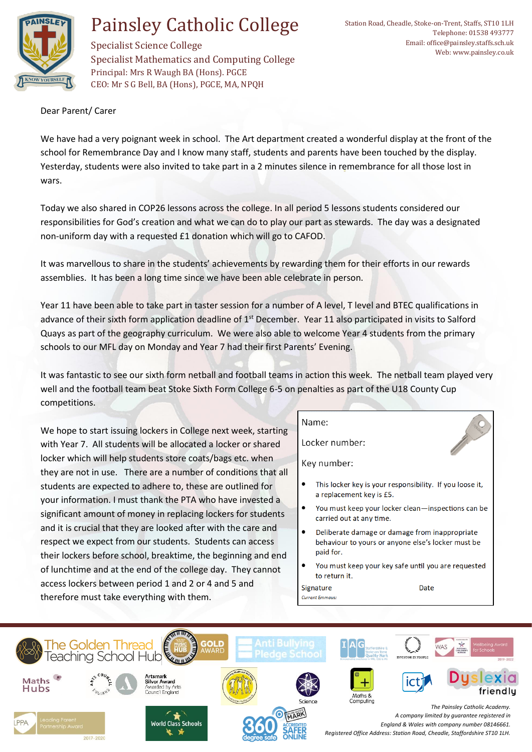# Painsley Catholic College

Specialist Science College
Specialist Mathematics and Computing College
Principal: Mrs R Waugh BA (Hons). PGCE
CEO: Mr S G Bell, BA (Hons), PGCE, MA, NPQH

Station Road, Cheadle, Stoke-on-Trent, Staffs, ST10 1LH
Telephone: 01538 493777
Email: office@painsley.staffs.sch.uk
Web: www.painsley.co.uk

Dear Parent/ Carer

We have had a very poignant week in school. The Art department created a wonderful display at the front of the school for Remembrance Day and I know many staff, students and parents have been touched by the display. Yesterday, students were also invited to take part in a 2 minutes silence in remembrance for all those lost in wars.

Today we also shared in COP26 lessons across the college. In all period 5 lessons students considered our responsibilities for God's creation and what we can do to play our part as stewards. The day was a designated non-uniform day with a requested £1 donation which will go to CAFOD.

It was marvellous to share in the students' achievements by rewarding them for their efforts in our rewards assemblies. It has been a long time since we have been able celebrate in person.

Year 11 have been able to take part in taster session for a number of A level, T level and BTEC qualifications in advance of their sixth form application deadline of 1st December. Year 11 also participated in visits to Salford Quays as part of the geography curriculum. We were also able to welcome Year 4 students from the primary schools to our MFL day on Monday and Year 7 had their first Parents' Evening.

It was fantastic to see our sixth form netball and football teams in action this week. The netball team played very well and the football team beat Stoke Sixth Form College 6-5 on penalties as part of the U18 County Cup competitions.

We hope to start issuing lockers in College next week, starting with Year 7. All students will be allocated a locker or shared locker which will help students store coats/bags etc. when they are not in use. There are a number of conditions that all students are expected to adhere to, these are outlined for your information. I must thank the PTA who have invested a significant amount of money in replacing lockers for students and it is crucial that they are looked after with the care and respect we expect from our students. Students can access their lockers before school, breaktime, the beginning and end of lunchtime and at the end of the college day. They cannot access lockers between period 1 and 2 or 4 and 5 and therefore must take everything with them.

> Name:
>
> Locker number:
>
> Key number:
>
> - This locker key is your responsibility. If you loose it, a replacement key is £5.
> - You must keep your locker clean—inspections can be carried out at any time.
> - Deliberate damage or damage from inappropriate behaviour to yours or anyone else's locker must be paid for.
> - You must keep your key safe until you are requested to return it.
>
> Signature Date
>
> *Current Emmaus:*

*The Painsley Catholic Academy.*
*A company limited by guarantee registered in England & Wales with company number 08146661.*
*Registered Office Address: Station Road, Cheadle, Staffordshire ST10 1LH.*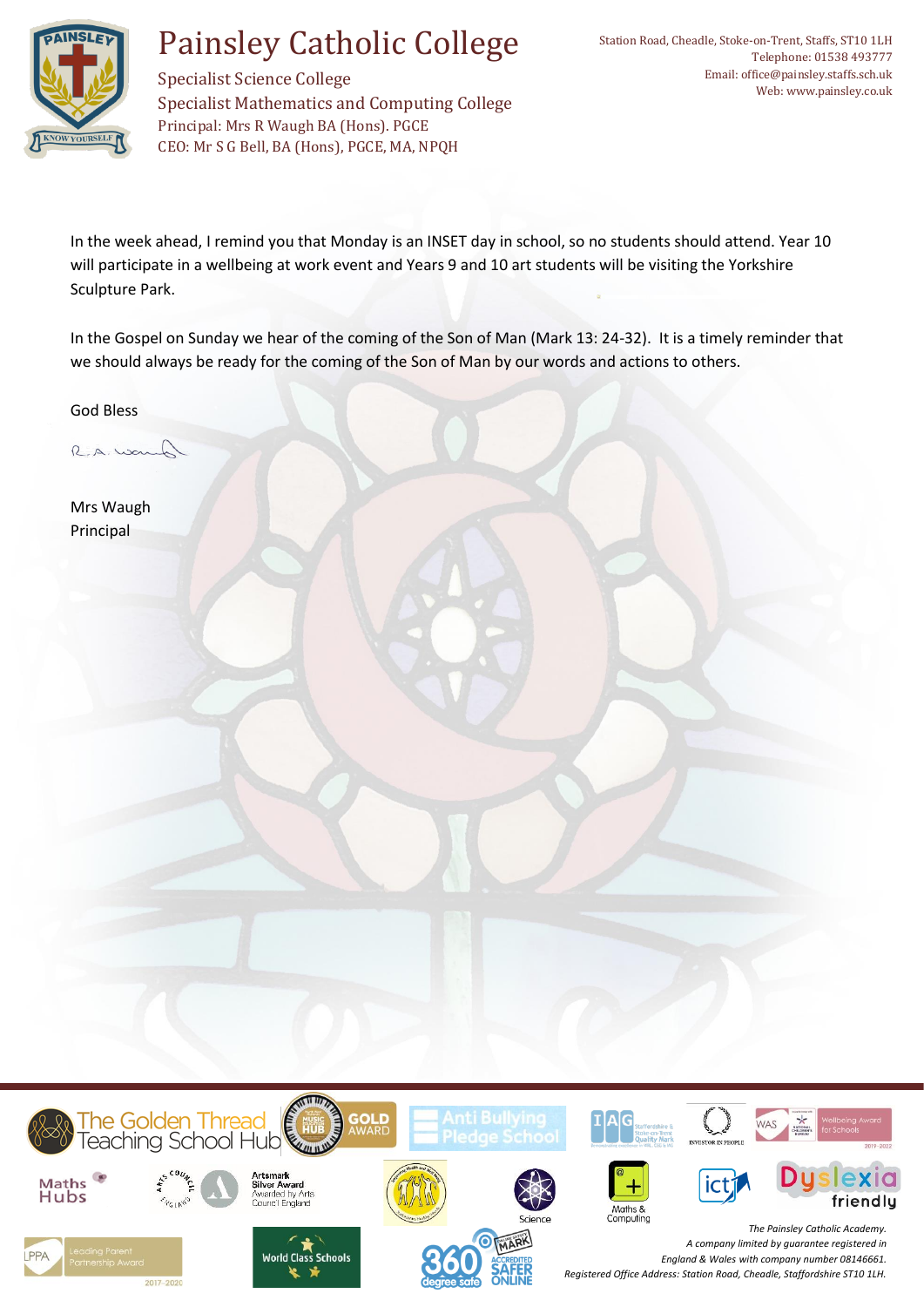# Painsley Catholic College

Specialist Science College
Specialist Mathematics and Computing College
Principal: Mrs R Waugh BA (Hons). PGCE
CEO: Mr S G Bell, BA (Hons), PGCE, MA, NPQH

Station Road, Cheadle, Stoke-on-Trent, Staffs, ST10 1LH
Telephone: 01538 493777
Email: office@painsley.staffs.sch.uk
Web: www.painsley.co.uk

In the week ahead, I remind you that Monday is an INSET day in school, so no students should attend. Year 10 will participate in a wellbeing at work event and Years 9 and 10 art students will be visiting the Yorkshire Sculpture Park.

In the Gospel on Sunday we hear of the coming of the Son of Man (Mark 13: 24-32). It is a timely reminder that we should always be ready for the coming of the Son of Man by our words and actions to others.

God Bless

R. A. Waugh

Mrs Waugh
Principal

*The Painsley Catholic Academy.*
*A company limited by guarantee registered in England & Wales with company number 08146661.*
*Registered Office Address: Station Road, Cheadle, Staffordshire ST10 1LH.*